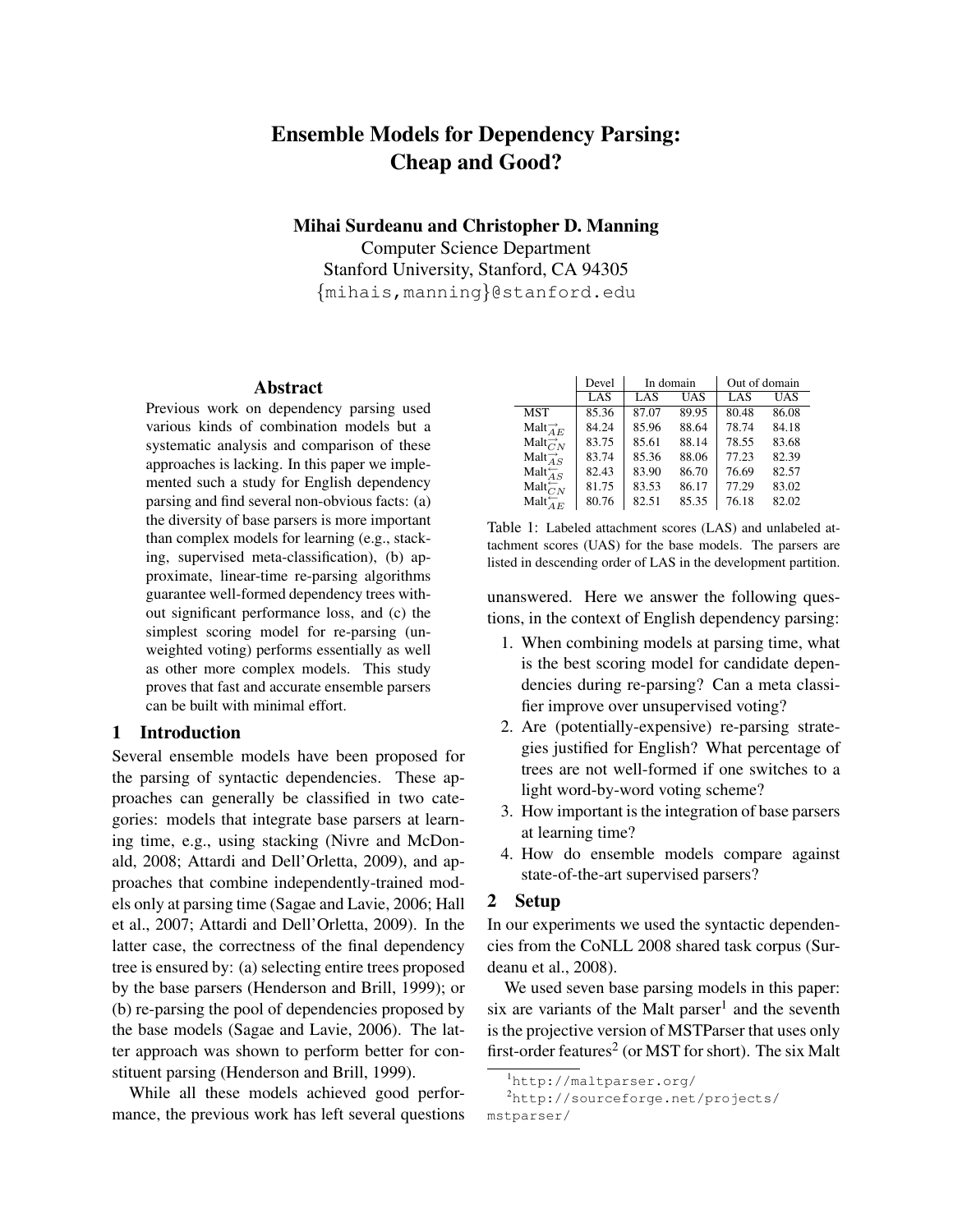# Ensemble Models for Dependency Parsing: Cheap and Good?

**Mihai Surdeanu and Christopher D. Manning**
Computer Science Department
Stanford University, Stanford, CA 94305
{mihais,manning}@stanford.edu

## Abstract

Previous work on dependency parsing used various kinds of combination models but a systematic analysis and comparison of these approaches is lacking. In this paper we implemented such a study for English dependency parsing and find several non-obvious facts: (a) the diversity of base parsers is more important than complex models for learning (e.g., stacking, supervised meta-classification), (b) approximate, linear-time re-parsing algorithms guarantee well-formed dependency trees without significant performance loss, and (c) the simplest scoring model for re-parsing (unweighted voting) performs essentially as well as other more complex models. This study proves that fast and accurate ensemble parsers can be built with minimal effort.

## 1 Introduction

Several ensemble models have been proposed for the parsing of syntactic dependencies. These approaches can generally be classified in two categories: models that integrate base parsers at learning time, e.g., using stacking (Nivre and McDonald, 2008; Attardi and Dell'Orletta, 2009), and approaches that combine independently-trained models only at parsing time (Sagae and Lavie, 2006; Hall et al., 2007; Attardi and Dell'Orletta, 2009). In the latter case, the correctness of the final dependency tree is ensured by: (a) selecting entire trees proposed by the base parsers (Henderson and Brill, 1999); or (b) re-parsing the pool of dependencies proposed by the base models (Sagae and Lavie, 2006). The latter approach was shown to perform better for constituent parsing (Henderson and Brill, 1999).

While all these models achieved good performance, the previous work has left several questions unanswered. Here we answer the following questions, in the context of English dependency parsing:

1. When combining models at parsing time, what is the best scoring model for candidate dependencies during re-parsing? Can a meta classifier improve over unsupervised voting?
2. Are (potentially-expensive) re-parsing strategies justified for English? What percentage of trees are not well-formed if one switches to a light word-by-word voting scheme?
3. How important is the integration of base parsers at learning time?
4. How do ensemble models compare against state-of-the-art supervised parsers?

| | Devel | In domain | | Out of domain | |
|---|---|---|---|---|---|
| | LAS | LAS | UAS | LAS | UAS |
| MST | 85.36 | 87.07 | 89.95 | 80.48 | 86.08 |
| $\text{Malt}_{\overrightarrow{AE}}$ | 84.24 | 85.96 | 88.64 | 78.74 | 84.18 |
| $\text{Malt}_{\overleftarrow{CN}}$ | 83.75 | 85.61 | 88.14 | 78.55 | 83.68 |
| $\text{Malt}_{\overrightarrow{AS}}$ | 83.74 | 85.36 | 88.06 | 77.23 | 82.39 |
| $\text{Malt}_{\overleftarrow{AS}}$ | 82.43 | 83.90 | 86.70 | 76.69 | 82.57 |
| $\text{Malt}_{\overrightarrow{CN}}$ | 81.75 | 83.53 | 86.17 | 77.29 | 83.02 |
| $\text{Malt}_{\overleftarrow{AE}}$ | 80.76 | 82.51 | 85.35 | 76.18 | 82.02 |

Table 1: Labeled attachment scores (LAS) and unlabeled attachment scores (UAS) for the base models. The parsers are listed in descending order of LAS in the development partition.

## 2 Setup

In our experiments we used the syntactic dependencies from the CoNLL 2008 shared task corpus (Surdeanu et al., 2008).

We used seven base parsing models in this paper: six are variants of the Malt parser[1] and the seventh is the projective version of MSTParser that uses only first-order features[2] (or MST for short). The six Malt

[1] http://maltparser.org/

[2] http://sourceforge.net/projects/mstparser/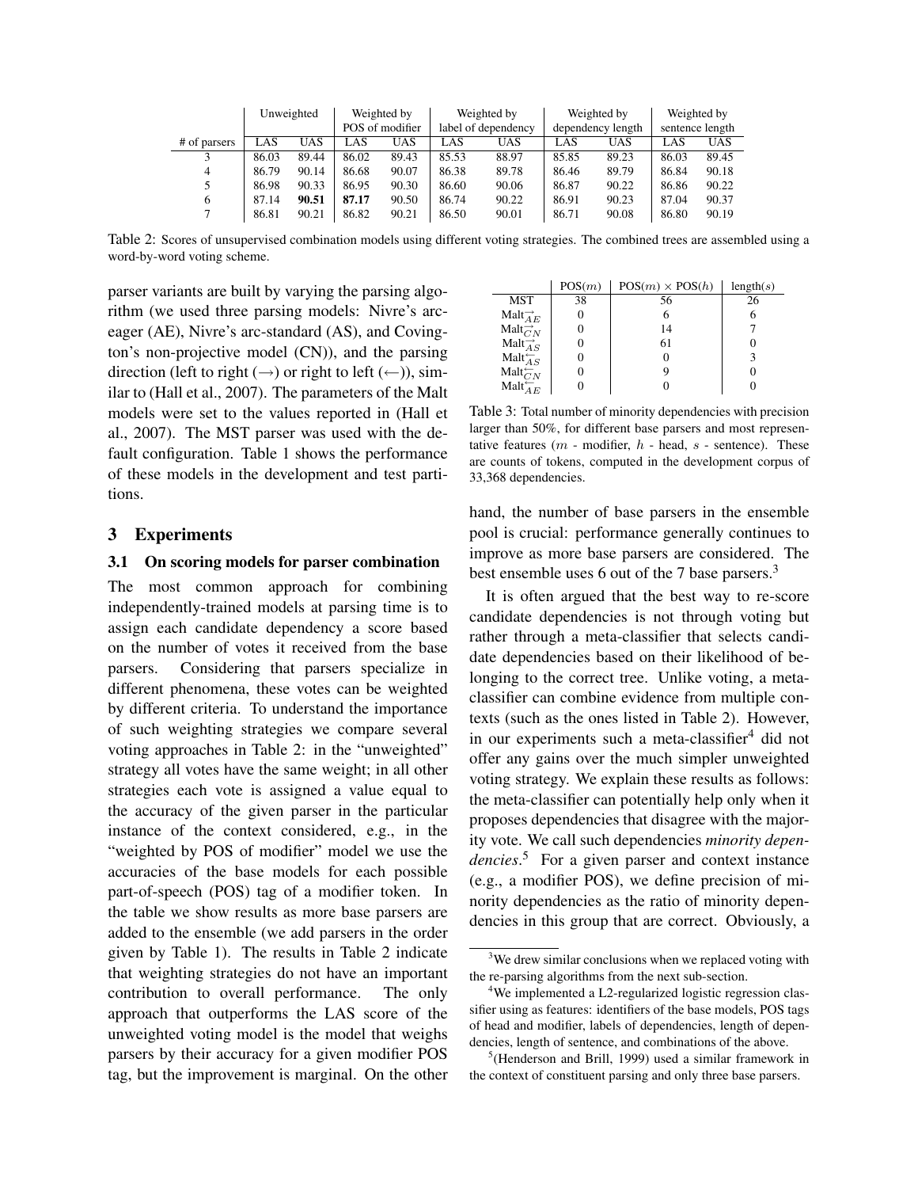| | Unweighted | | Weighted by POS of modifier | | Weighted by label of dependency | | Weighted by dependency length | | Weighted by sentence length | |
|---|---|---|---|---|---|---|---|---|---|---|
| # of parsers | LAS | UAS | LAS | UAS | LAS | UAS | LAS | UAS | LAS | UAS |
| 3 | 86.03 | 89.44 | 86.02 | 89.43 | 85.53 | 88.97 | 85.85 | 89.23 | 86.03 | 89.45 |
| 4 | 86.79 | 90.14 | 86.68 | 90.07 | 86.38 | 89.78 | 86.46 | 89.79 | 86.84 | 90.18 |
| 5 | 86.98 | 90.33 | 86.95 | 90.30 | 86.60 | 90.06 | 86.87 | 90.22 | 86.86 | 90.22 |
| 6 | 87.14 | **90.51** | **87.17** | 90.50 | 86.74 | 90.22 | 86.91 | 90.23 | 87.04 | 90.37 |
| 7 | 86.81 | 90.21 | 86.82 | 90.21 | 86.50 | 90.01 | 86.71 | 90.08 | 86.80 | 90.19 |

Table 2: Scores of unsupervised combination models using different voting strategies. The combined trees are assembled using a word-by-word voting scheme.

parser variants are built by varying the parsing algorithm (we used three parsing models: Nivre's arc-eager (AE), Nivre's arc-standard (AS), and Covington's non-projective model (CN)), and the parsing direction (left to right ($\rightarrow$) or right to left ($\leftarrow$)), similar to (Hall et al., 2007). The parameters of the Malt models were set to the values reported in (Hall et al., 2007). The MST parser was used with the default configuration. Table 1 shows the performance of these models in the development and test partitions.

## 3 Experiments

### 3.1 On scoring models for parser combination

The most common approach for combining independently-trained models at parsing time is to assign each candidate dependency a score based on the number of votes it received from the base parsers. Considering that parsers specialize in different phenomena, these votes can be weighted by different criteria. To understand the importance of such weighting strategies we compare several voting approaches in Table 2: in the "unweighted" strategy all votes have the same weight; in all other strategies each vote is assigned a value equal to the accuracy of the given parser in the particular instance of the context considered, e.g., in the "weighted by POS of modifier" model we use the accuracies of the base models for each possible part-of-speech (POS) tag of a modifier token. In the table we show results as more base parsers are added to the ensemble (we add parsers in the order given by Table 1). The results in Table 2 indicate that weighting strategies do not have an important contribution to overall performance. The only approach that outperforms the LAS score of the unweighted voting model is the model that weighs parsers by their accuracy for a given modifier POS tag, but the improvement is marginal. On the other hand, the number of base parsers in the ensemble pool is crucial: performance generally continues to improve as more base parsers are considered. The best ensemble uses 6 out of the 7 base parsers.[3]

| | POS($m$) | POS($m$) × POS($h$) | length($s$) |
|---|---|---|---|
| MST | 38 | 56 | 26 |
| $\text{Malt}_{AE}^{\rightarrow}$ | 0 | 6 | 6 |
| $\text{Malt}_{CN}^{\rightarrow}$ | 0 | 14 | 7 |
| $\text{Malt}_{AS}^{\rightarrow}$ | 0 | 61 | 0 |
| $\text{Malt}_{AS}^{\leftarrow}$ | 0 | 0 | 3 |
| $\text{Malt}_{CN}^{\leftarrow}$ | 0 | 9 | 0 |
| $\text{Malt}_{AE}^{\leftarrow}$ | 0 | 0 | 0 |

Table 3: Total number of minority dependencies with precision larger than 50%, for different base parsers and most representative features ($m$ - modifier, $h$ - head, $s$ - sentence). These are counts of tokens, computed in the development corpus of 33,368 dependencies.

It is often argued that the best way to re-score candidate dependencies is not through voting but rather through a meta-classifier that selects candidate dependencies based on their likelihood of belonging to the correct tree. Unlike voting, a meta-classifier can combine evidence from multiple contexts (such as the ones listed in Table 2). However, in our experiments such a meta-classifier[4] did not offer any gains over the much simpler unweighted voting strategy. We explain these results as follows: the meta-classifier can potentially help only when it proposes dependencies that disagree with the majority vote. We call such dependencies *minority dependencies*.[5] For a given parser and context instance (e.g., a modifier POS), we define precision of minority dependencies as the ratio of minority dependencies in this group that are correct. Obviously, a

[3] We drew similar conclusions when we replaced voting with the re-parsing algorithms from the next sub-section.

[4] We implemented a L2-regularized logistic regression classifier using as features: identifiers of the base models, POS tags of head and modifier, labels of dependencies, length of dependencies, length of sentence, and combinations of the above.

[5] (Henderson and Brill, 1999) used a similar framework in the context of constituent parsing and only three base parsers.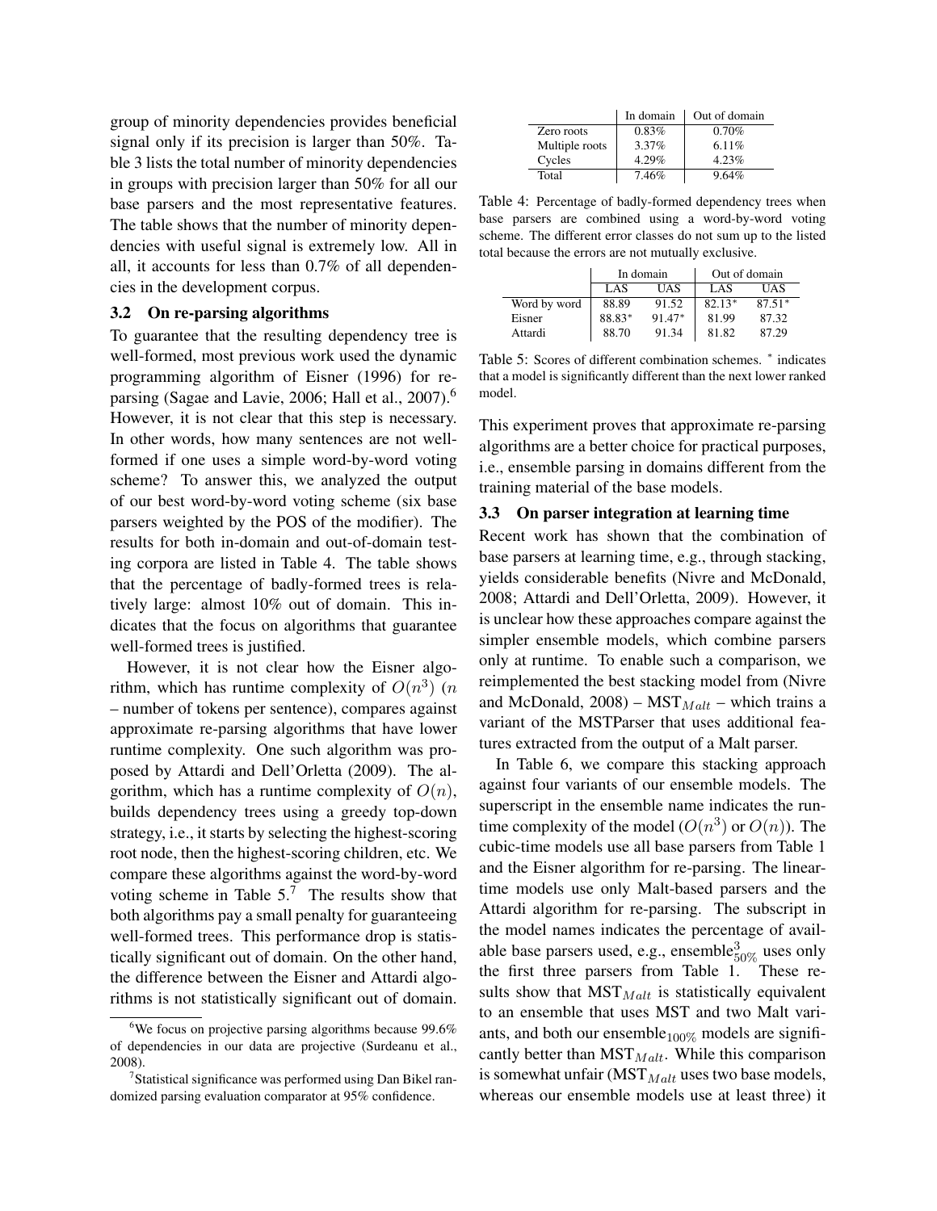group of minority dependencies provides beneficial signal only if its precision is larger than 50%. Table 3 lists the total number of minority dependencies in groups with precision larger than 50% for all our base parsers and the most representative features. The table shows that the number of minority dependencies with useful signal is extremely low. All in all, it accounts for less than 0.7% of all dependencies in the development corpus.

### 3.2 On re-parsing algorithms

To guarantee that the resulting dependency tree is well-formed, most previous work used the dynamic programming algorithm of Eisner (1996) for reparsing (Sagae and Lavie, 2006; Hall et al., 2007).[6] However, it is not clear that this step is necessary. In other words, how many sentences are not well-formed if one uses a simple word-by-word voting scheme? To answer this, we analyzed the output of our best word-by-word voting scheme (six base parsers weighted by the POS of the modifier). The results for both in-domain and out-of-domain testing corpora are listed in Table 4. The table shows that the percentage of badly-formed trees is relatively large: almost 10% out of domain. This indicates that the focus on algorithms that guarantee well-formed trees is justified.

However, it is not clear how the Eisner algorithm, which has runtime complexity of $O(n^3)$ ($n$ – number of tokens per sentence), compares against approximate re-parsing algorithms that have lower runtime complexity. One such algorithm was proposed by Attardi and Dell'Orletta (2009). The algorithm, which has a runtime complexity of $O(n)$, builds dependency trees using a greedy top-down strategy, i.e., it starts by selecting the highest-scoring root node, then the highest-scoring children, etc. We compare these algorithms against the word-by-word voting scheme in Table 5.[7] The results show that both algorithms pay a small penalty for guaranteeing well-formed trees. This performance drop is statistically significant out of domain. On the other hand, the difference between the Eisner and Attardi algorithms is not statistically significant out of domain.

| | In domain | Out of domain |
|---|---|---|
| Zero roots | 0.83% | 0.70% |
| Multiple roots | 3.37% | 6.11% |
| Cycles | 4.29% | 4.23% |
| Total | 7.46% | 9.64% |

Table 4: Percentage of badly-formed dependency trees when base parsers are combined using a word-by-word voting scheme. The different error classes do not sum up to the listed total because the errors are not mutually exclusive.

| | In domain | | Out of domain | |
|---|---|---|---|---|
| | LAS | UAS | LAS | UAS |
| Word by word | 88.89 | 91.52 | 82.13* | 87.51* |
| Eisner | 88.83* | 91.47* | 81.99 | 87.32 |
| Attardi | 88.70 | 91.34 | 81.82 | 87.29 |

Table 5: Scores of different combination schemes. * indicates that a model is significantly different than the next lower ranked model.

This experiment proves that approximate re-parsing algorithms are a better choice for practical purposes, i.e., ensemble parsing in domains different from the training material of the base models.

### 3.3 On parser integration at learning time

Recent work has shown that the combination of base parsers at learning time, e.g., through stacking, yields considerable benefits (Nivre and McDonald, 2008; Attardi and Dell'Orletta, 2009). However, it is unclear how these approaches compare against the simpler ensemble models, which combine parsers only at runtime. To enable such a comparison, we reimplemented the best stacking model from (Nivre and McDonald, 2008) – $\text{MST}_{Malt}$ – which trains a variant of the MSTParser that uses additional features extracted from the output of a Malt parser.

In Table 6, we compare this stacking approach against four variants of our ensemble models. The superscript in the ensemble name indicates the runtime complexity of the model ($O(n^3)$ or $O(n)$). The cubic-time models use all base parsers from Table 1 and the Eisner algorithm for re-parsing. The linear-time models use only Malt-based parsers and the Attardi algorithm for re-parsing. The subscript in the model names indicates the percentage of available base parsers used, e.g., $\text{ensemble}^3_{50\%}$ uses only the first three parsers from Table 1. These results show that $\text{MST}_{Malt}$ is statistically equivalent to an ensemble that uses MST and two Malt variants, and both our $\text{ensemble}_{100\%}$ models are significantly better than $\text{MST}_{Malt}$. While this comparison is somewhat unfair ($\text{MST}_{Malt}$ uses two base models, whereas our ensemble models use at least three) it

[6] We focus on projective parsing algorithms because 99.6% of dependencies in our data are projective (Surdeanu et al., 2008).

[7] Statistical significance was performed using Dan Bikel randomized parsing evaluation comparator at 95% confidence.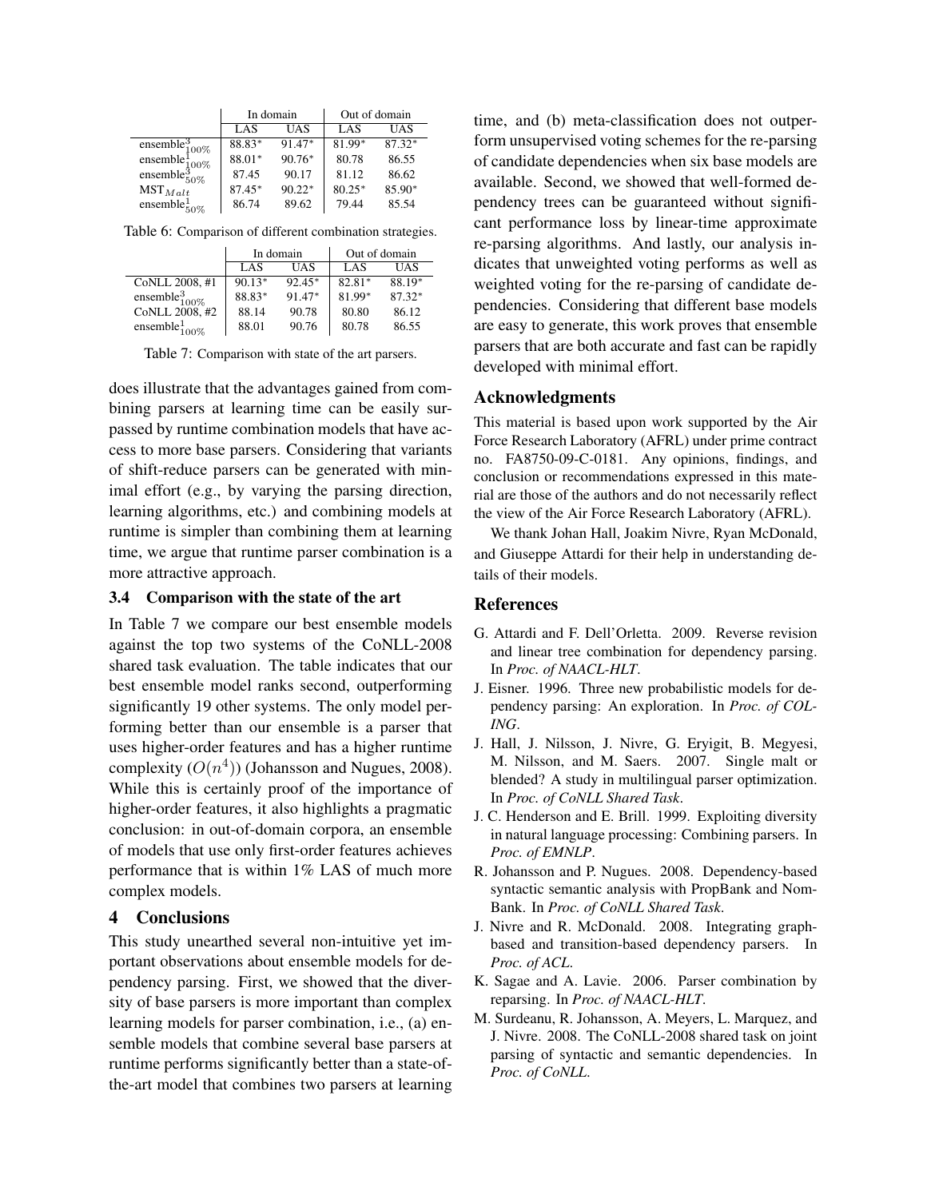| | In domain | | Out of domain | |
|---|---|---|---|---|
| | LAS | UAS | LAS | UAS |
| ensemble$^3_{100\%}$ | 88.83* | 91.47* | 81.99* | 87.32* |
| ensemble$^1_{100\%}$ | 88.01* | 90.76* | 80.78 | 86.55 |
| ensemble$^3_{50\%}$ | 87.45 | 90.17 | 81.12 | 86.62 |
| MST$_{Malt}$ | 87.45* | 90.22* | 80.25* | 85.90* |
| ensemble$^1_{50\%}$ | 86.74 | 89.62 | 79.44 | 85.54 |

Table 6: Comparison of different combination strategies.

| | In domain | | Out of domain | |
|---|---|---|---|---|
| | LAS | UAS | LAS | UAS |
| CoNLL 2008, #1 | 90.13* | 92.45* | 82.81* | 88.19* |
| ensemble$^3_{100\%}$ | 88.83* | 91.47* | 81.99* | 87.32* |
| CoNLL 2008, #2 | 88.14 | 90.78 | 80.80 | 86.12 |
| ensemble$^1_{100\%}$ | 88.01 | 90.76 | 80.78 | 86.55 |

Table 7: Comparison with state of the art parsers.

does illustrate that the advantages gained from combining parsers at learning time can be easily surpassed by runtime combination models that have access to more base parsers. Considering that variants of shift-reduce parsers can be generated with minimal effort (e.g., by varying the parsing direction, learning algorithms, etc.) and combining models at runtime is simpler than combining them at learning time, we argue that runtime parser combination is a more attractive approach.

### 3.4 Comparison with the state of the art

In Table 7 we compare our best ensemble models against the top two systems of the CoNLL-2008 shared task evaluation. The table indicates that our best ensemble model ranks second, outperforming significantly 19 other systems. The only model performing better than our ensemble is a parser that uses higher-order features and has a higher runtime complexity ($O(n^4)$) (Johansson and Nugues, 2008). While this is certainly proof of the importance of higher-order features, it also highlights a pragmatic conclusion: in out-of-domain corpora, an ensemble of models that use only first-order features achieves performance that is within 1% LAS of much more complex models.

## 4 Conclusions

This study unearthed several non-intuitive yet important observations about ensemble models for dependency parsing. First, we showed that the diversity of base parsers is more important than complex learning models for parser combination, i.e., (a) ensemble models that combine several base parsers at runtime performs significantly better than a state-of-the-art model that combines two parsers at learning time, and (b) meta-classification does not outperform unsupervised voting schemes for the re-parsing of candidate dependencies when six base models are available. Second, we showed that well-formed dependency trees can be guaranteed without significant performance loss by linear-time approximate re-parsing algorithms. And lastly, our analysis indicates that unweighted voting performs as well as weighted voting for the re-parsing of candidate dependencies. Considering that different base models are easy to generate, this work proves that ensemble parsers that are both accurate and fast can be rapidly developed with minimal effort.

## Acknowledgments

This material is based upon work supported by the Air Force Research Laboratory (AFRL) under prime contract no. FA8750-09-C-0181. Any opinions, findings, and conclusion or recommendations expressed in this material are those of the authors and do not necessarily reflect the view of the Air Force Research Laboratory (AFRL).

We thank Johan Hall, Joakim Nivre, Ryan McDonald, and Giuseppe Attardi for their help in understanding details of their models.

## References

G. Attardi and F. Dell'Orletta. 2009. Reverse revision and linear tree combination for dependency parsing. In *Proc. of NAACL-HLT*.

J. Eisner. 1996. Three new probabilistic models for dependency parsing: An exploration. In *Proc. of COLING*.

J. Hall, J. Nilsson, J. Nivre, G. Eryigit, B. Megyesi, M. Nilsson, and M. Saers. 2007. Single malt or blended? A study in multilingual parser optimization. In *Proc. of CoNLL Shared Task*.

J. C. Henderson and E. Brill. 1999. Exploiting diversity in natural language processing: Combining parsers. In *Proc. of EMNLP*.

R. Johansson and P. Nugues. 2008. Dependency-based syntactic semantic analysis with PropBank and NomBank. In *Proc. of CoNLL Shared Task*.

J. Nivre and R. McDonald. 2008. Integrating graph-based and transition-based dependency parsers. In *Proc. of ACL*.

K. Sagae and A. Lavie. 2006. Parser combination by reparsing. In *Proc. of NAACL-HLT*.

M. Surdeanu, R. Johansson, A. Meyers, L. Marquez, and J. Nivre. 2008. The CoNLL-2008 shared task on joint parsing of syntactic and semantic dependencies. In *Proc. of CoNLL*.